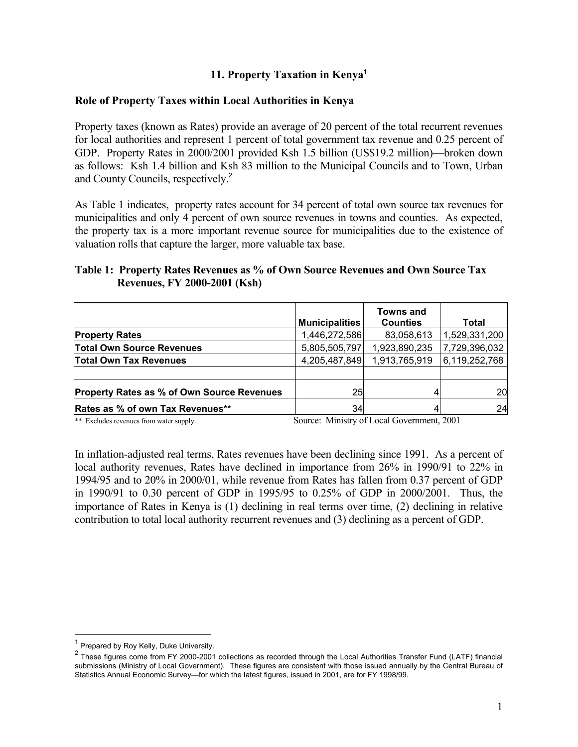# 11. Property Taxation in Kenya[1]

## Role of Property Taxes within Local Authorities in Kenya

Property taxes (known as Rates) provide an average of 20 percent of the total recurrent revenues for local authorities and represent 1 percent of total government tax revenue and 0.25 percent of GDP. Property Rates in 2000/2001 provided Ksh 1.5 billion (US$19.2 million)—broken down as follows: Ksh 1.4 billion and Ksh 83 million to the Municipal Councils and to Town, Urban and County Councils, respectively.[2]

As Table 1 indicates, property rates account for 34 percent of total own source tax revenues for municipalities and only 4 percent of own source revenues in towns and counties. As expected, the property tax is a more important revenue source for municipalities due to the existence of valuation rolls that capture the larger, more valuable tax base.

**Table 1: Property Rates Revenues as % of Own Source Revenues and Own Source Tax Revenues, FY 2000-2001 (Ksh)**

| | Municipalities | Towns and Counties | Total |
|---|---|---|---|
| **Property Rates** | 1,446,272,586 | 83,058,613 | 1,529,331,200 |
| **Total Own Source Revenues** | 5,805,505,797 | 1,923,890,235 | 7,729,396,032 |
| **Total Own Tax Revenues** | 4,205,487,849 | 1,913,765,919 | 6,119,252,768 |
| | | | |
| **Property Rates as % of Own Source Revenues** | 25 | 4 | 20 |
| **Rates as % of own Tax Revenues**** | 34 | 4 | 24 |

** Excludes revenues from water supply.

Source: Ministry of Local Government, 2001

In inflation-adjusted real terms, Rates revenues have been declining since 1991. As a percent of local authority revenues, Rates have declined in importance from 26% in 1990/91 to 22% in 1994/95 and to 20% in 2000/01, while revenue from Rates has fallen from 0.37 percent of GDP in 1990/91 to 0.30 percent of GDP in 1995/95 to 0.25% of GDP in 2000/2001. Thus, the importance of Rates in Kenya is (1) declining in real terms over time, (2) declining in relative contribution to total local authority recurrent revenues and (3) declining as a percent of GDP.

[1] Prepared by Roy Kelly, Duke University.

[2] These figures come from FY 2000-2001 collections as recorded through the Local Authorities Transfer Fund (LATF) financial submissions (Ministry of Local Government). These figures are consistent with those issued annually by the Central Bureau of Statistics Annual Economic Survey—for which the latest figures, issued in 2001, are for FY 1998/99.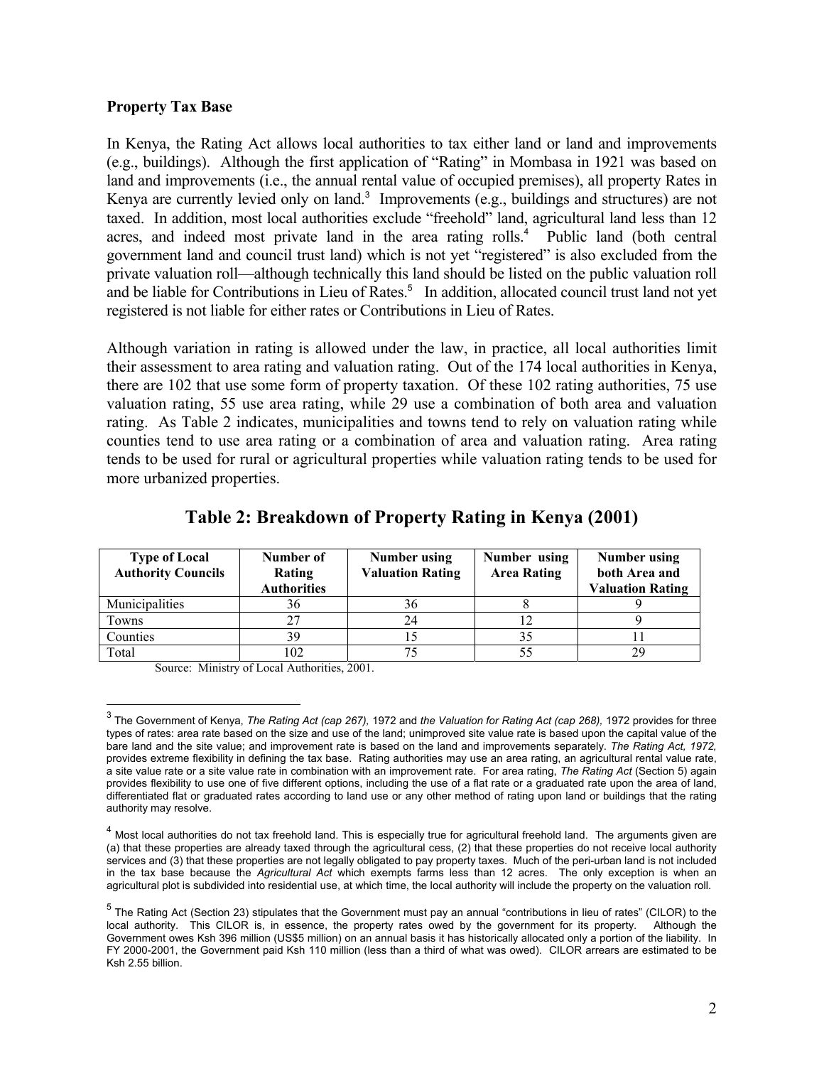**Property Tax Base**

In Kenya, the Rating Act allows local authorities to tax either land or land and improvements (e.g., buildings). Although the first application of "Rating" in Mombasa in 1921 was based on land and improvements (i.e., the annual rental value of occupied premises), all property Rates in Kenya are currently levied only on land.[3] Improvements (e.g., buildings and structures) are not taxed. In addition, most local authorities exclude "freehold" land, agricultural land less than 12 acres, and indeed most private land in the area rating rolls.[4] Public land (both central government land and council trust land) which is not yet "registered" is also excluded from the private valuation roll—although technically this land should be listed on the public valuation roll and be liable for Contributions in Lieu of Rates.[5] In addition, allocated council trust land not yet registered is not liable for either rates or Contributions in Lieu of Rates.

Although variation in rating is allowed under the law, in practice, all local authorities limit their assessment to area rating and valuation rating. Out of the 174 local authorities in Kenya, there are 102 that use some form of property taxation. Of these 102 rating authorities, 75 use valuation rating, 55 use area rating, while 29 use a combination of both area and valuation rating. As Table 2 indicates, municipalities and towns tend to rely on valuation rating while counties tend to use area rating or a combination of area and valuation rating. Area rating tends to be used for rural or agricultural properties while valuation rating tends to be used for more urbanized properties.

## Table 2: Breakdown of Property Rating in Kenya (2001)

| Type of Local Authority Councils | Number of Rating Authorities | Number using Valuation Rating | Number using Area Rating | Number using both Area and Valuation Rating |
|---|---|---|---|---|
| Municipalities | 36 | 36 | 8 | 9 |
| Towns | 27 | 24 | 12 | 9 |
| Counties | 39 | 15 | 35 | 11 |
| Total | 102 | 75 | 55 | 29 |

Source: Ministry of Local Authorities, 2001.

[3] The Government of Kenya, *The Rating Act (cap 267),* 1972 and *the Valuation for Rating Act (cap 268),* 1972 provides for three types of rates: area rate based on the size and use of the land; unimproved site value rate is based upon the capital value of the bare land and the site value; and improvement rate is based on the land and improvements separately. *The Rating Act, 1972,* provides extreme flexibility in defining the tax base. Rating authorities may use an area rating, an agricultural rental value rate, a site value rate or a site value rate in combination with an improvement rate. For area rating, *The Rating Act* (Section 5) again provides flexibility to use one of five different options, including the use of a flat rate or a graduated rate upon the area of land, differentiated flat or graduated rates according to land use or any other method of rating upon land or buildings that the rating authority may resolve.

[4] Most local authorities do not tax freehold land. This is especially true for agricultural freehold land. The arguments given are (a) that these properties are already taxed through the agricultural cess, (2) that these properties do not receive local authority services and (3) that these properties are not legally obligated to pay property taxes. Much of the peri-urban land is not included in the tax base because the *Agricultural Act* which exempts farms less than 12 acres. The only exception is when an agricultural plot is subdivided into residential use, at which time, the local authority will include the property on the valuation roll.

[5] The Rating Act (Section 23) stipulates that the Government must pay an annual "contributions in lieu of rates" (CILOR) to the local authority. This CILOR is, in essence, the property rates owed by the government for its property. Although the Government owes Ksh 396 million (US$5 million) on an annual basis it has historically allocated only a portion of the liability. In FY 2000-2001, the Government paid Ksh 110 million (less than a third of what was owed). CILOR arrears are estimated to be Ksh 2.55 billion.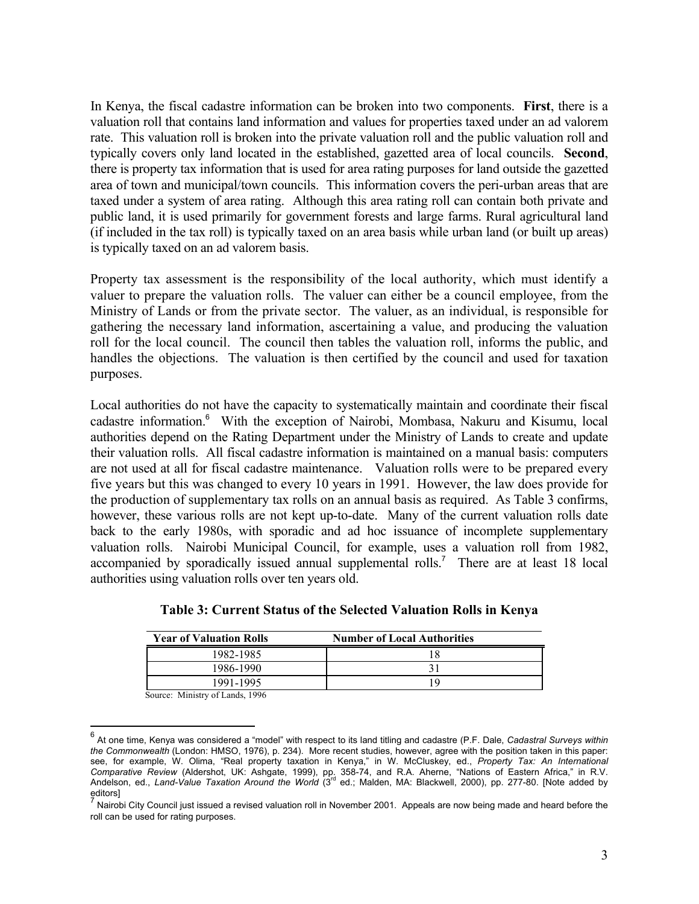In Kenya, the fiscal cadastre information can be broken into two components. **First**, there is a valuation roll that contains land information and values for properties taxed under an ad valorem rate. This valuation roll is broken into the private valuation roll and the public valuation roll and typically covers only land located in the established, gazetted area of local councils. **Second**, there is property tax information that is used for area rating purposes for land outside the gazetted area of town and municipal/town councils. This information covers the peri-urban areas that are taxed under a system of area rating. Although this area rating roll can contain both private and public land, it is used primarily for government forests and large farms. Rural agricultural land (if included in the tax roll) is typically taxed on an area basis while urban land (or built up areas) is typically taxed on an ad valorem basis.

Property tax assessment is the responsibility of the local authority, which must identify a valuer to prepare the valuation rolls. The valuer can either be a council employee, from the Ministry of Lands or from the private sector. The valuer, as an individual, is responsible for gathering the necessary land information, ascertaining a value, and producing the valuation roll for the local council. The council then tables the valuation roll, informs the public, and handles the objections. The valuation is then certified by the council and used for taxation purposes.

Local authorities do not have the capacity to systematically maintain and coordinate their fiscal cadastre information.[6] With the exception of Nairobi, Mombasa, Nakuru and Kisumu, local authorities depend on the Rating Department under the Ministry of Lands to create and update their valuation rolls. All fiscal cadastre information is maintained on a manual basis: computers are not used at all for fiscal cadastre maintenance. Valuation rolls were to be prepared every five years but this was changed to every 10 years in 1991. However, the law does provide for the production of supplementary tax rolls on an annual basis as required. As Table 3 confirms, however, these various rolls are not kept up-to-date. Many of the current valuation rolls date back to the early 1980s, with sporadic and ad hoc issuance of incomplete supplementary valuation rolls. Nairobi Municipal Council, for example, uses a valuation roll from 1982, accompanied by sporadically issued annual supplemental rolls.[7] There are at least 18 local authorities using valuation rolls over ten years old.

**Table 3: Current Status of the Selected Valuation Rolls in Kenya**

| Year of Valuation Rolls | Number of Local Authorities |
|---|---|
| 1982-1985 | 18 |
| 1986-1990 | 31 |
| 1991-1995 | 19 |

Source: Ministry of Lands, 1996

[6] At one time, Kenya was considered a "model" with respect to its land titling and cadastre (P.F. Dale, *Cadastral Surveys within the Commonwealth* (London: HMSO, 1976), p. 234). More recent studies, however, agree with the position taken in this paper: see, for example, W. Olima, "Real property taxation in Kenya," in W. McCluskey, ed., *Property Tax: An International Comparative Review* (Aldershot, UK: Ashgate, 1999), pp. 358-74, and R.A. Aherne, "Nations of Eastern Africa," in R.V. Andelson, ed., *Land-Value Taxation Around the World* (3rd ed.; Malden, MA: Blackwell, 2000), pp. 277-80. [Note added by editors]

[7] Nairobi City Council just issued a revised valuation roll in November 2001. Appeals are now being made and heard before the roll can be used for rating purposes.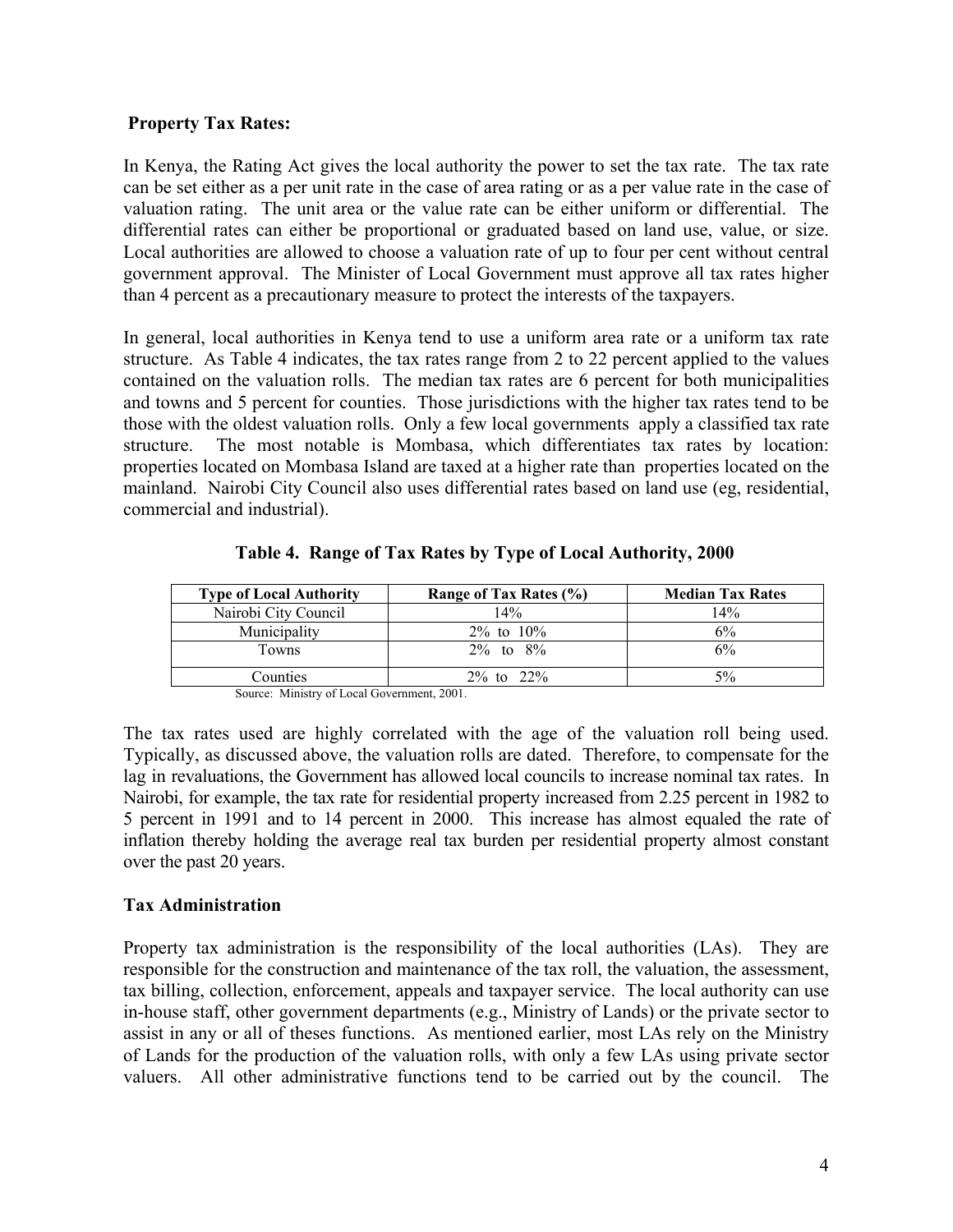**Property Tax Rates:**

In Kenya, the Rating Act gives the local authority the power to set the tax rate. The tax rate can be set either as a per unit rate in the case of area rating or as a per value rate in the case of valuation rating. The unit area or the value rate can be either uniform or differential. The differential rates can either be proportional or graduated based on land use, value, or size. Local authorities are allowed to choose a valuation rate of up to four per cent without central government approval. The Minister of Local Government must approve all tax rates higher than 4 percent as a precautionary measure to protect the interests of the taxpayers.

In general, local authorities in Kenya tend to use a uniform area rate or a uniform tax rate structure. As Table 4 indicates, the tax rates range from 2 to 22 percent applied to the values contained on the valuation rolls. The median tax rates are 6 percent for both municipalities and towns and 5 percent for counties. Those jurisdictions with the higher tax rates tend to be those with the oldest valuation rolls. Only a few local governments apply a classified tax rate structure. The most notable is Mombasa, which differentiates tax rates by location: properties located on Mombasa Island are taxed at a higher rate than properties located on the mainland. Nairobi City Council also uses differential rates based on land use (eg, residential, commercial and industrial).

**Table 4. Range of Tax Rates by Type of Local Authority, 2000**

| Type of Local Authority | Range of Tax Rates (%) | Median Tax Rates |
|---|---|---|
| Nairobi City Council | 14% | 14% |
| Municipality | 2% to 10% | 6% |
| Towns | 2% to 8% | 6% |
| Counties | 2% to 22% | 5% |

Source: Ministry of Local Government, 2001.

The tax rates used are highly correlated with the age of the valuation roll being used. Typically, as discussed above, the valuation rolls are dated. Therefore, to compensate for the lag in revaluations, the Government has allowed local councils to increase nominal tax rates. In Nairobi, for example, the tax rate for residential property increased from 2.25 percent in 1982 to 5 percent in 1991 and to 14 percent in 2000. This increase has almost equaled the rate of inflation thereby holding the average real tax burden per residential property almost constant over the past 20 years.

**Tax Administration**

Property tax administration is the responsibility of the local authorities (LAs). They are responsible for the construction and maintenance of the tax roll, the valuation, the assessment, tax billing, collection, enforcement, appeals and taxpayer service. The local authority can use in-house staff, other government departments (e.g., Ministry of Lands) or the private sector to assist in any or all of theses functions. As mentioned earlier, most LAs rely on the Ministry of Lands for the production of the valuation rolls, with only a few LAs using private sector valuers. All other administrative functions tend to be carried out by the council. The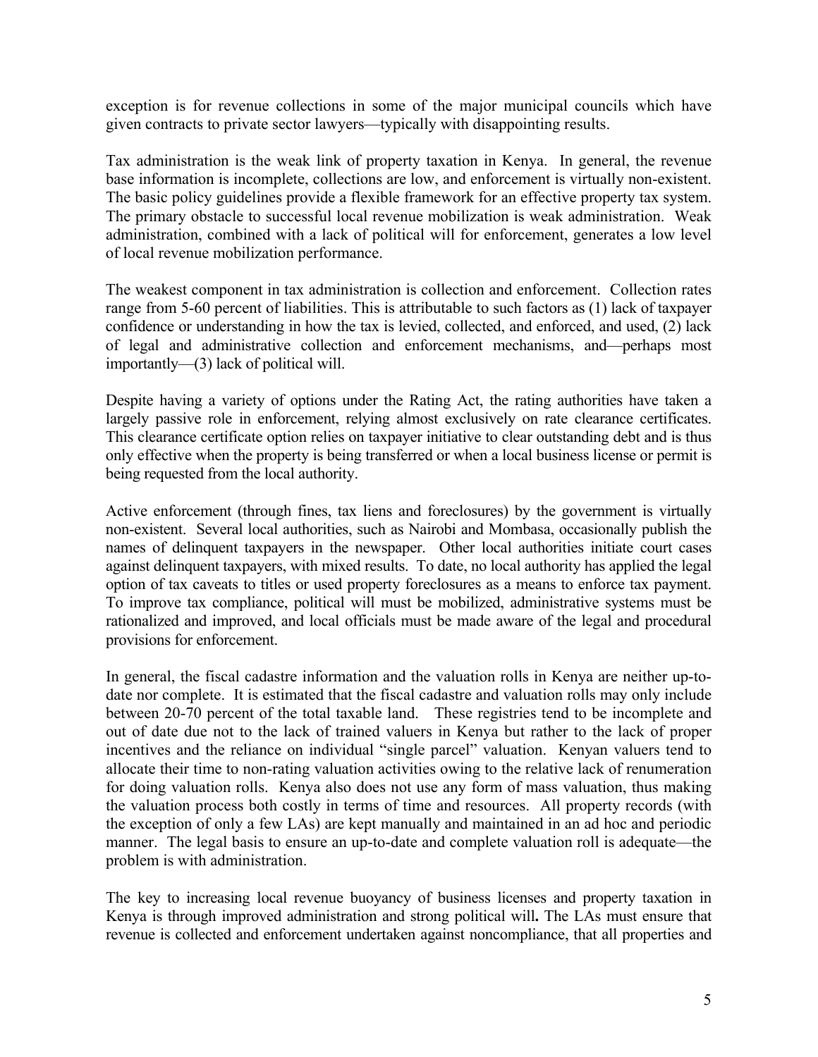exception is for revenue collections in some of the major municipal councils which have given contracts to private sector lawyers—typically with disappointing results.

Tax administration is the weak link of property taxation in Kenya. In general, the revenue base information is incomplete, collections are low, and enforcement is virtually non-existent. The basic policy guidelines provide a flexible framework for an effective property tax system. The primary obstacle to successful local revenue mobilization is weak administration. Weak administration, combined with a lack of political will for enforcement, generates a low level of local revenue mobilization performance.

The weakest component in tax administration is collection and enforcement. Collection rates range from 5-60 percent of liabilities. This is attributable to such factors as (1) lack of taxpayer confidence or understanding in how the tax is levied, collected, and enforced, and used, (2) lack of legal and administrative collection and enforcement mechanisms, and—perhaps most importantly—(3) lack of political will.

Despite having a variety of options under the Rating Act, the rating authorities have taken a largely passive role in enforcement, relying almost exclusively on rate clearance certificates. This clearance certificate option relies on taxpayer initiative to clear outstanding debt and is thus only effective when the property is being transferred or when a local business license or permit is being requested from the local authority.

Active enforcement (through fines, tax liens and foreclosures) by the government is virtually non-existent. Several local authorities, such as Nairobi and Mombasa, occasionally publish the names of delinquent taxpayers in the newspaper. Other local authorities initiate court cases against delinquent taxpayers, with mixed results. To date, no local authority has applied the legal option of tax caveats to titles or used property foreclosures as a means to enforce tax payment. To improve tax compliance, political will must be mobilized, administrative systems must be rationalized and improved, and local officials must be made aware of the legal and procedural provisions for enforcement.

In general, the fiscal cadastre information and the valuation rolls in Kenya are neither up-to-date nor complete. It is estimated that the fiscal cadastre and valuation rolls may only include between 20-70 percent of the total taxable land. These registries tend to be incomplete and out of date due not to the lack of trained valuers in Kenya but rather to the lack of proper incentives and the reliance on individual "single parcel" valuation. Kenyan valuers tend to allocate their time to non-rating valuation activities owing to the relative lack of renumeration for doing valuation rolls. Kenya also does not use any form of mass valuation, thus making the valuation process both costly in terms of time and resources. All property records (with the exception of only a few LAs) are kept manually and maintained in an ad hoc and periodic manner. The legal basis to ensure an up-to-date and complete valuation roll is adequate—the problem is with administration.

The key to increasing local revenue buoyancy of business licenses and property taxation in Kenya is through improved administration and strong political will**.** The LAs must ensure that revenue is collected and enforcement undertaken against noncompliance, that all properties and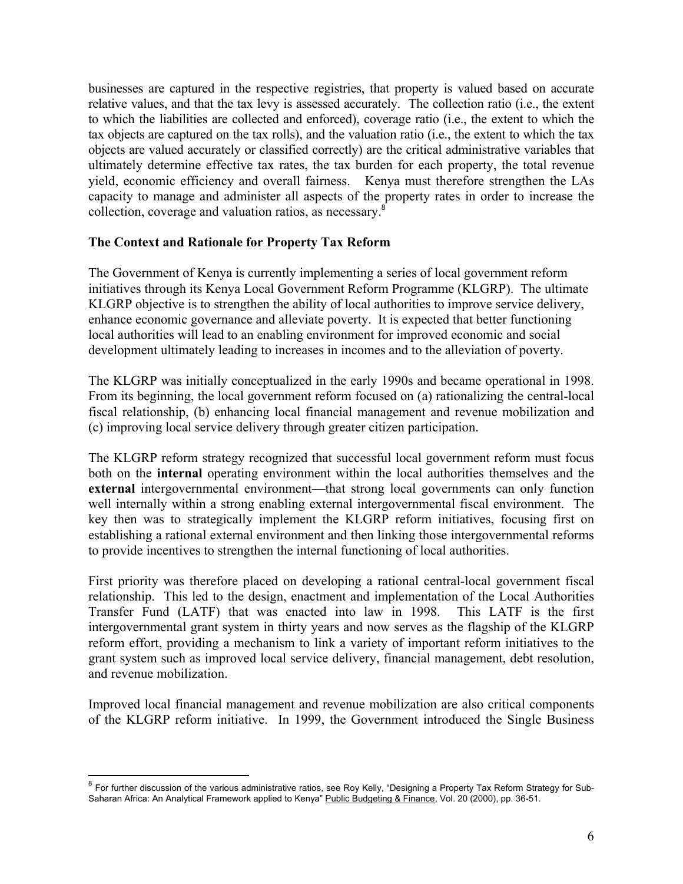businesses are captured in the respective registries, that property is valued based on accurate relative values, and that the tax levy is assessed accurately. The collection ratio (i.e., the extent to which the liabilities are collected and enforced), coverage ratio (i.e., the extent to which the tax objects are captured on the tax rolls), and the valuation ratio (i.e., the extent to which the tax objects are valued accurately or classified correctly) are the critical administrative variables that ultimately determine effective tax rates, the tax burden for each property, the total revenue yield, economic efficiency and overall fairness. Kenya must therefore strengthen the LAs capacity to manage and administer all aspects of the property rates in order to increase the collection, coverage and valuation ratios, as necessary.[8]

## The Context and Rationale for Property Tax Reform

The Government of Kenya is currently implementing a series of local government reform initiatives through its Kenya Local Government Reform Programme (KLGRP). The ultimate KLGRP objective is to strengthen the ability of local authorities to improve service delivery, enhance economic governance and alleviate poverty. It is expected that better functioning local authorities will lead to an enabling environment for improved economic and social development ultimately leading to increases in incomes and to the alleviation of poverty.

The KLGRP was initially conceptualized in the early 1990s and became operational in 1998. From its beginning, the local government reform focused on (a) rationalizing the central-local fiscal relationship, (b) enhancing local financial management and revenue mobilization and (c) improving local service delivery through greater citizen participation.

The KLGRP reform strategy recognized that successful local government reform must focus both on the **internal** operating environment within the local authorities themselves and the **external** intergovernmental environment—that strong local governments can only function well internally within a strong enabling external intergovernmental fiscal environment. The key then was to strategically implement the KLGRP reform initiatives, focusing first on establishing a rational external environment and then linking those intergovernmental reforms to provide incentives to strengthen the internal functioning of local authorities.

First priority was therefore placed on developing a rational central-local government fiscal relationship. This led to the design, enactment and implementation of the Local Authorities Transfer Fund (LATF) that was enacted into law in 1998. This LATF is the first intergovernmental grant system in thirty years and now serves as the flagship of the KLGRP reform effort, providing a mechanism to link a variety of important reform initiatives to the grant system such as improved local service delivery, financial management, debt resolution, and revenue mobilization.

Improved local financial management and revenue mobilization are also critical components of the KLGRP reform initiative. In 1999, the Government introduced the Single Business

---

[8] For further discussion of the various administrative ratios, see Roy Kelly, "Designing a Property Tax Reform Strategy for Sub-Saharan Africa: An Analytical Framework applied to Kenya" Public Budgeting & Finance, Vol. 20 (2000), pp. 36-51.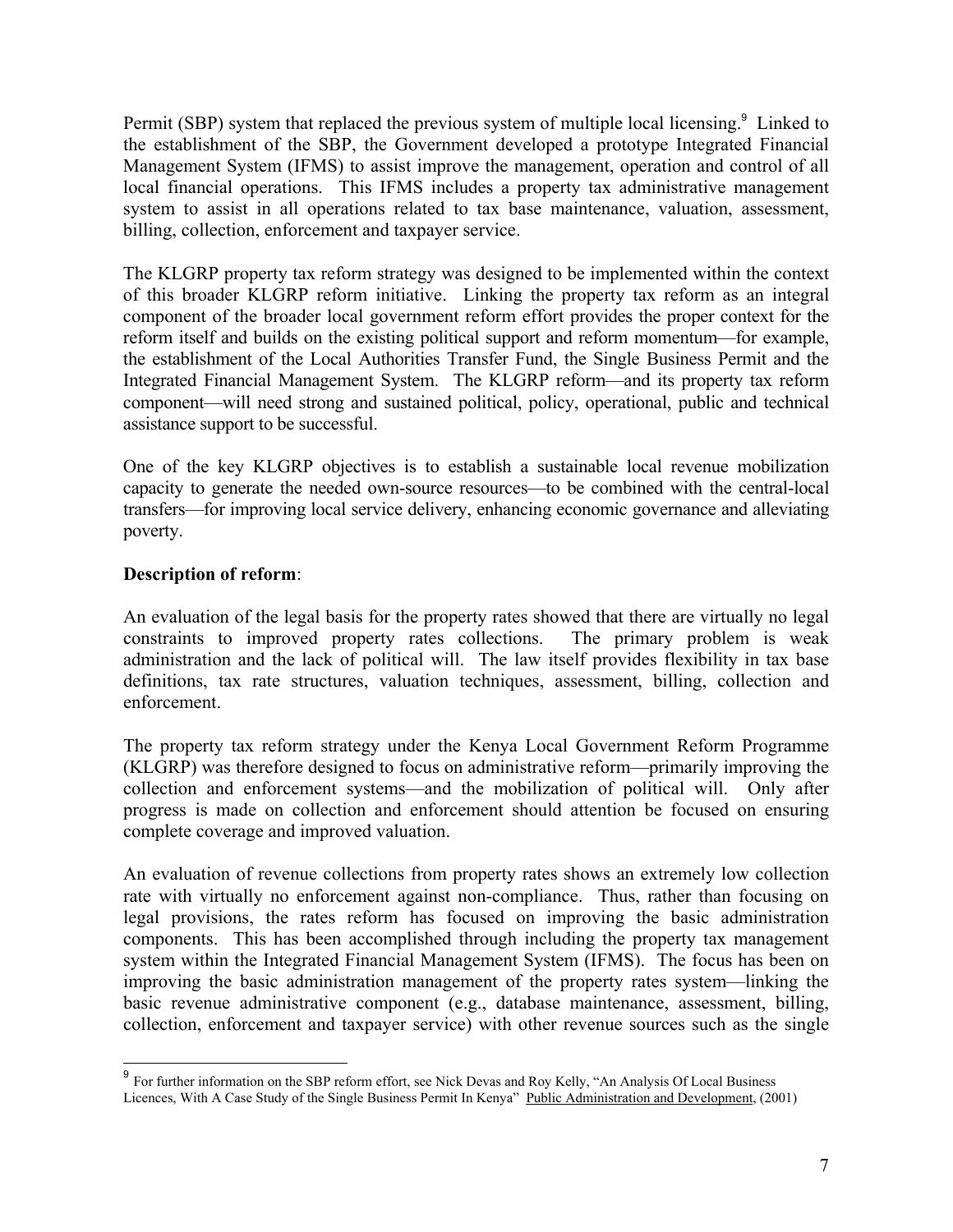Permit (SBP) system that replaced the previous system of multiple local licensing.[9] Linked to the establishment of the SBP, the Government developed a prototype Integrated Financial Management System (IFMS) to assist improve the management, operation and control of all local financial operations. This IFMS includes a property tax administrative management system to assist in all operations related to tax base maintenance, valuation, assessment, billing, collection, enforcement and taxpayer service.

The KLGRP property tax reform strategy was designed to be implemented within the context of this broader KLGRP reform initiative. Linking the property tax reform as an integral component of the broader local government reform effort provides the proper context for the reform itself and builds on the existing political support and reform momentum—for example, the establishment of the Local Authorities Transfer Fund, the Single Business Permit and the Integrated Financial Management System. The KLGRP reform—and its property tax reform component—will need strong and sustained political, policy, operational, public and technical assistance support to be successful.

One of the key KLGRP objectives is to establish a sustainable local revenue mobilization capacity to generate the needed own-source resources—to be combined with the central-local transfers—for improving local service delivery, enhancing economic governance and alleviating poverty.

**Description of reform**:

An evaluation of the legal basis for the property rates showed that there are virtually no legal constraints to improved property rates collections. The primary problem is weak administration and the lack of political will. The law itself provides flexibility in tax base definitions, tax rate structures, valuation techniques, assessment, billing, collection and enforcement.

The property tax reform strategy under the Kenya Local Government Reform Programme (KLGRP) was therefore designed to focus on administrative reform—primarily improving the collection and enforcement systems—and the mobilization of political will. Only after progress is made on collection and enforcement should attention be focused on ensuring complete coverage and improved valuation.

An evaluation of revenue collections from property rates shows an extremely low collection rate with virtually no enforcement against non-compliance. Thus, rather than focusing on legal provisions, the rates reform has focused on improving the basic administration components. This has been accomplished through including the property tax management system within the Integrated Financial Management System (IFMS). The focus has been on improving the basic administration management of the property rates system—linking the basic revenue administrative component (e.g., database maintenance, assessment, billing, collection, enforcement and taxpayer service) with other revenue sources such as the single

---

[9] For further information on the SBP reform effort, see Nick Devas and Roy Kelly, "An Analysis Of Local Business Licences, With A Case Study of the Single Business Permit In Kenya" Public Administration and Development, (2001)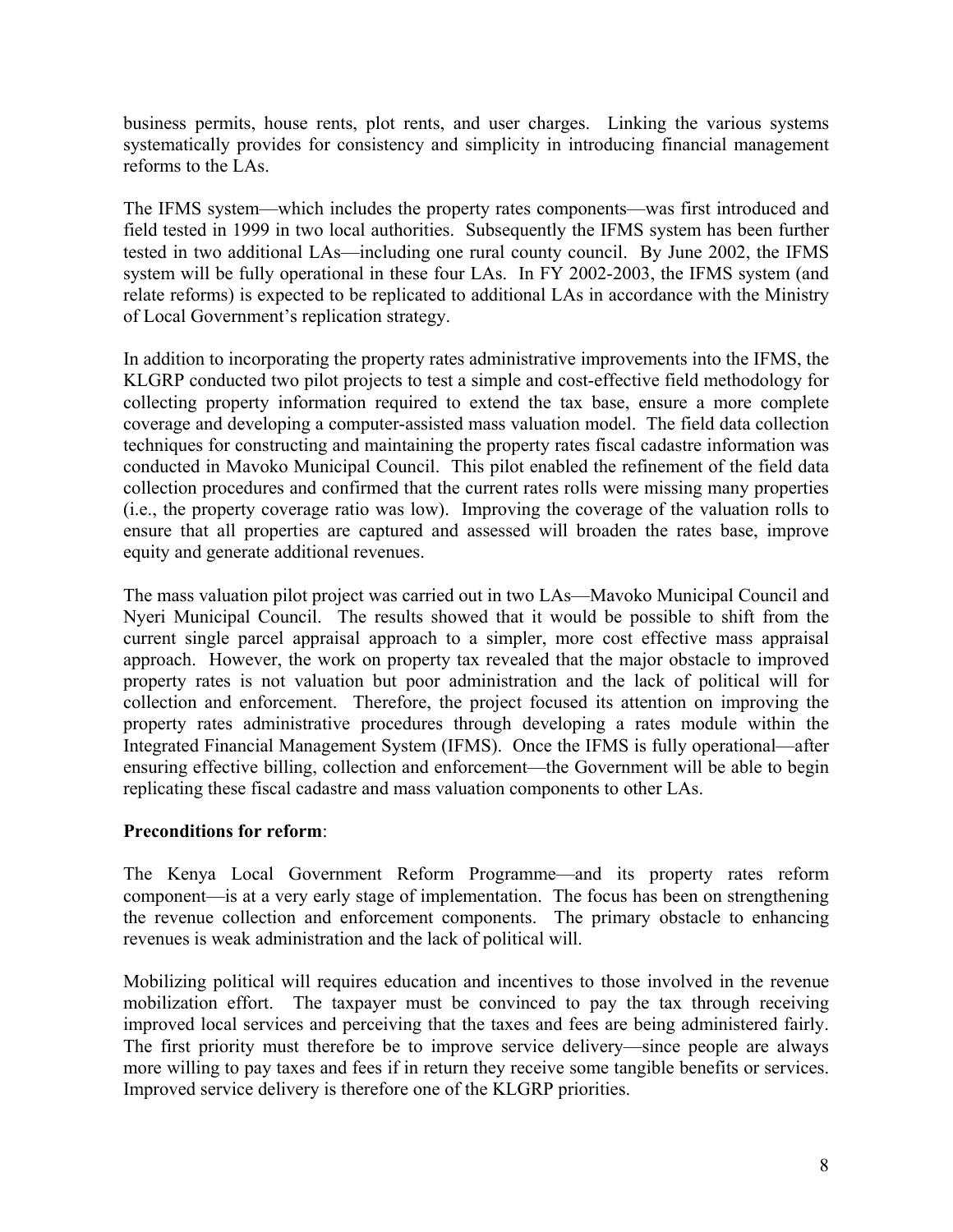business permits, house rents, plot rents, and user charges. Linking the various systems systematically provides for consistency and simplicity in introducing financial management reforms to the LAs.

The IFMS system—which includes the property rates components—was first introduced and field tested in 1999 in two local authorities. Subsequently the IFMS system has been further tested in two additional LAs—including one rural county council. By June 2002, the IFMS system will be fully operational in these four LAs. In FY 2002-2003, the IFMS system (and relate reforms) is expected to be replicated to additional LAs in accordance with the Ministry of Local Government's replication strategy.

In addition to incorporating the property rates administrative improvements into the IFMS, the KLGRP conducted two pilot projects to test a simple and cost-effective field methodology for collecting property information required to extend the tax base, ensure a more complete coverage and developing a computer-assisted mass valuation model. The field data collection techniques for constructing and maintaining the property rates fiscal cadastre information was conducted in Mavoko Municipal Council. This pilot enabled the refinement of the field data collection procedures and confirmed that the current rates rolls were missing many properties (i.e., the property coverage ratio was low). Improving the coverage of the valuation rolls to ensure that all properties are captured and assessed will broaden the rates base, improve equity and generate additional revenues.

The mass valuation pilot project was carried out in two LAs—Mavoko Municipal Council and Nyeri Municipal Council. The results showed that it would be possible to shift from the current single parcel appraisal approach to a simpler, more cost effective mass appraisal approach. However, the work on property tax revealed that the major obstacle to improved property rates is not valuation but poor administration and the lack of political will for collection and enforcement. Therefore, the project focused its attention on improving the property rates administrative procedures through developing a rates module within the Integrated Financial Management System (IFMS). Once the IFMS is fully operational—after ensuring effective billing, collection and enforcement—the Government will be able to begin replicating these fiscal cadastre and mass valuation components to other LAs.

**Preconditions for reform**:

The Kenya Local Government Reform Programme—and its property rates reform component—is at a very early stage of implementation. The focus has been on strengthening the revenue collection and enforcement components. The primary obstacle to enhancing revenues is weak administration and the lack of political will.

Mobilizing political will requires education and incentives to those involved in the revenue mobilization effort. The taxpayer must be convinced to pay the tax through receiving improved local services and perceiving that the taxes and fees are being administered fairly. The first priority must therefore be to improve service delivery—since people are always more willing to pay taxes and fees if in return they receive some tangible benefits or services. Improved service delivery is therefore one of the KLGRP priorities.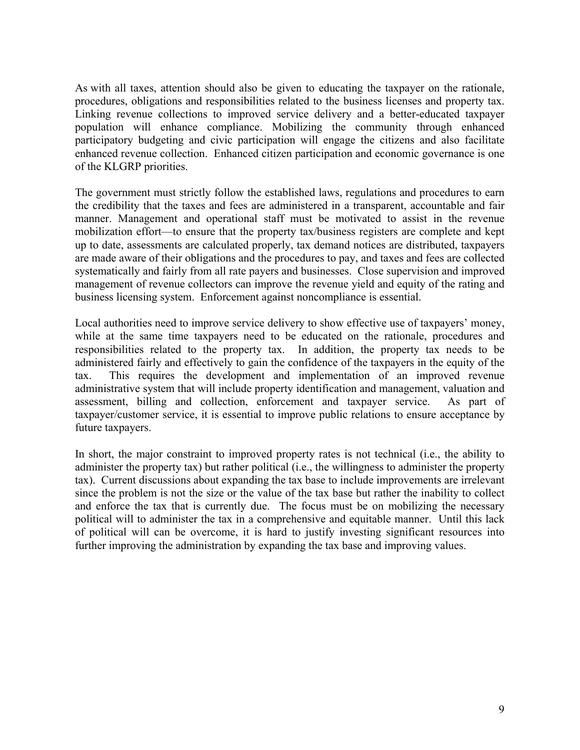As with all taxes, attention should also be given to educating the taxpayer on the rationale, procedures, obligations and responsibilities related to the business licenses and property tax. Linking revenue collections to improved service delivery and a better-educated taxpayer population will enhance compliance. Mobilizing the community through enhanced participatory budgeting and civic participation will engage the citizens and also facilitate enhanced revenue collection. Enhanced citizen participation and economic governance is one of the KLGRP priorities.

The government must strictly follow the established laws, regulations and procedures to earn the credibility that the taxes and fees are administered in a transparent, accountable and fair manner. Management and operational staff must be motivated to assist in the revenue mobilization effort—to ensure that the property tax/business registers are complete and kept up to date, assessments are calculated properly, tax demand notices are distributed, taxpayers are made aware of their obligations and the procedures to pay, and taxes and fees are collected systematically and fairly from all rate payers and businesses. Close supervision and improved management of revenue collectors can improve the revenue yield and equity of the rating and business licensing system. Enforcement against noncompliance is essential.

Local authorities need to improve service delivery to show effective use of taxpayers' money, while at the same time taxpayers need to be educated on the rationale, procedures and responsibilities related to the property tax. In addition, the property tax needs to be administered fairly and effectively to gain the confidence of the taxpayers in the equity of the tax. This requires the development and implementation of an improved revenue administrative system that will include property identification and management, valuation and assessment, billing and collection, enforcement and taxpayer service. As part of taxpayer/customer service, it is essential to improve public relations to ensure acceptance by future taxpayers.

In short, the major constraint to improved property rates is not technical (i.e., the ability to administer the property tax) but rather political (i.e., the willingness to administer the property tax). Current discussions about expanding the tax base to include improvements are irrelevant since the problem is not the size or the value of the tax base but rather the inability to collect and enforce the tax that is currently due. The focus must be on mobilizing the necessary political will to administer the tax in a comprehensive and equitable manner. Until this lack of political will can be overcome, it is hard to justify investing significant resources into further improving the administration by expanding the tax base and improving values.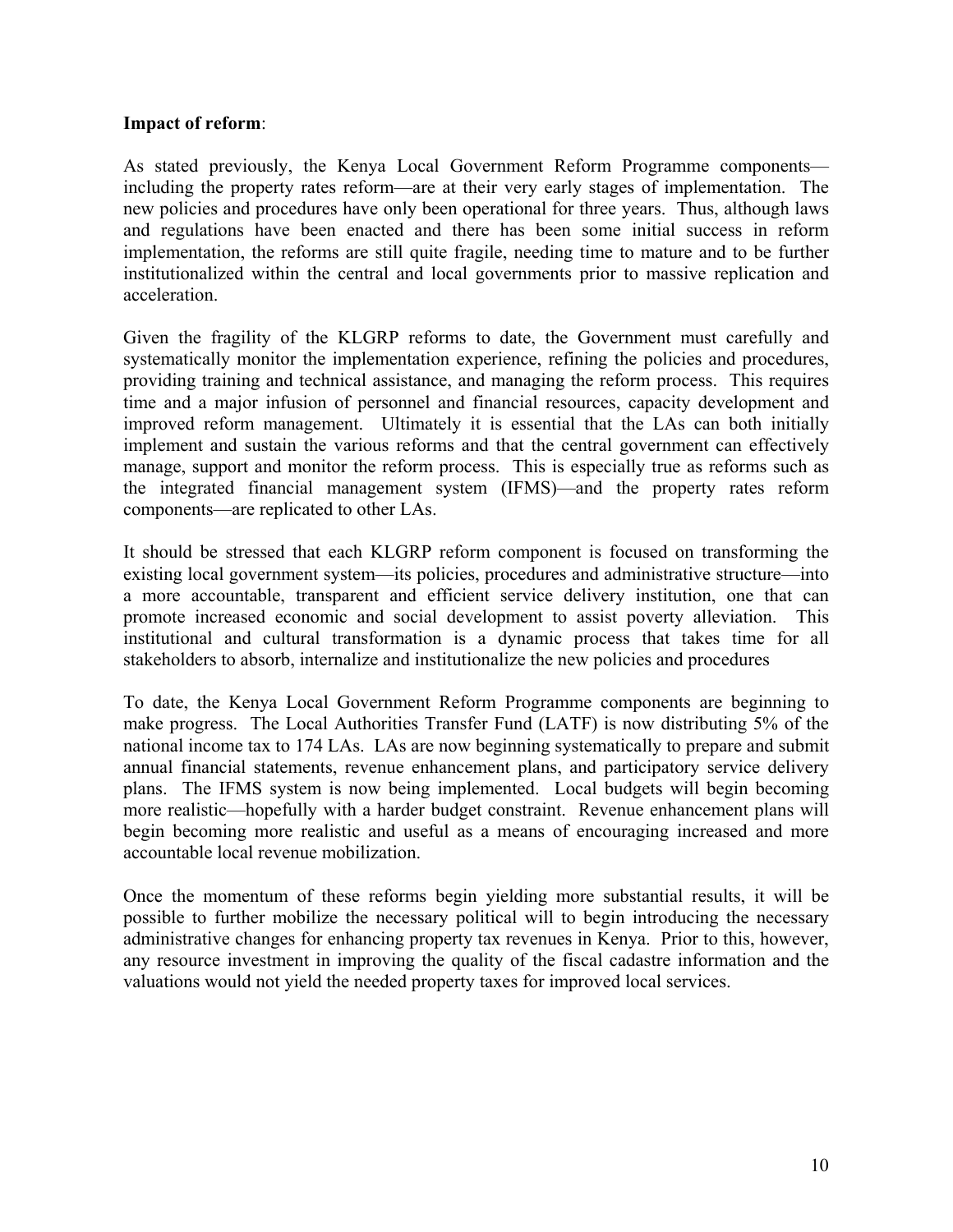**Impact of reform**:

As stated previously, the Kenya Local Government Reform Programme components—including the property rates reform—are at their very early stages of implementation. The new policies and procedures have only been operational for three years. Thus, although laws and regulations have been enacted and there has been some initial success in reform implementation, the reforms are still quite fragile, needing time to mature and to be further institutionalized within the central and local governments prior to massive replication and acceleration.

Given the fragility of the KLGRP reforms to date, the Government must carefully and systematically monitor the implementation experience, refining the policies and procedures, providing training and technical assistance, and managing the reform process. This requires time and a major infusion of personnel and financial resources, capacity development and improved reform management. Ultimately it is essential that the LAs can both initially implement and sustain the various reforms and that the central government can effectively manage, support and monitor the reform process. This is especially true as reforms such as the integrated financial management system (IFMS)—and the property rates reform components—are replicated to other LAs.

It should be stressed that each KLGRP reform component is focused on transforming the existing local government system—its policies, procedures and administrative structure—into a more accountable, transparent and efficient service delivery institution, one that can promote increased economic and social development to assist poverty alleviation. This institutional and cultural transformation is a dynamic process that takes time for all stakeholders to absorb, internalize and institutionalize the new policies and procedures

To date, the Kenya Local Government Reform Programme components are beginning to make progress. The Local Authorities Transfer Fund (LATF) is now distributing 5% of the national income tax to 174 LAs. LAs are now beginning systematically to prepare and submit annual financial statements, revenue enhancement plans, and participatory service delivery plans. The IFMS system is now being implemented. Local budgets will begin becoming more realistic—hopefully with a harder budget constraint. Revenue enhancement plans will begin becoming more realistic and useful as a means of encouraging increased and more accountable local revenue mobilization.

Once the momentum of these reforms begin yielding more substantial results, it will be possible to further mobilize the necessary political will to begin introducing the necessary administrative changes for enhancing property tax revenues in Kenya. Prior to this, however, any resource investment in improving the quality of the fiscal cadastre information and the valuations would not yield the needed property taxes for improved local services.